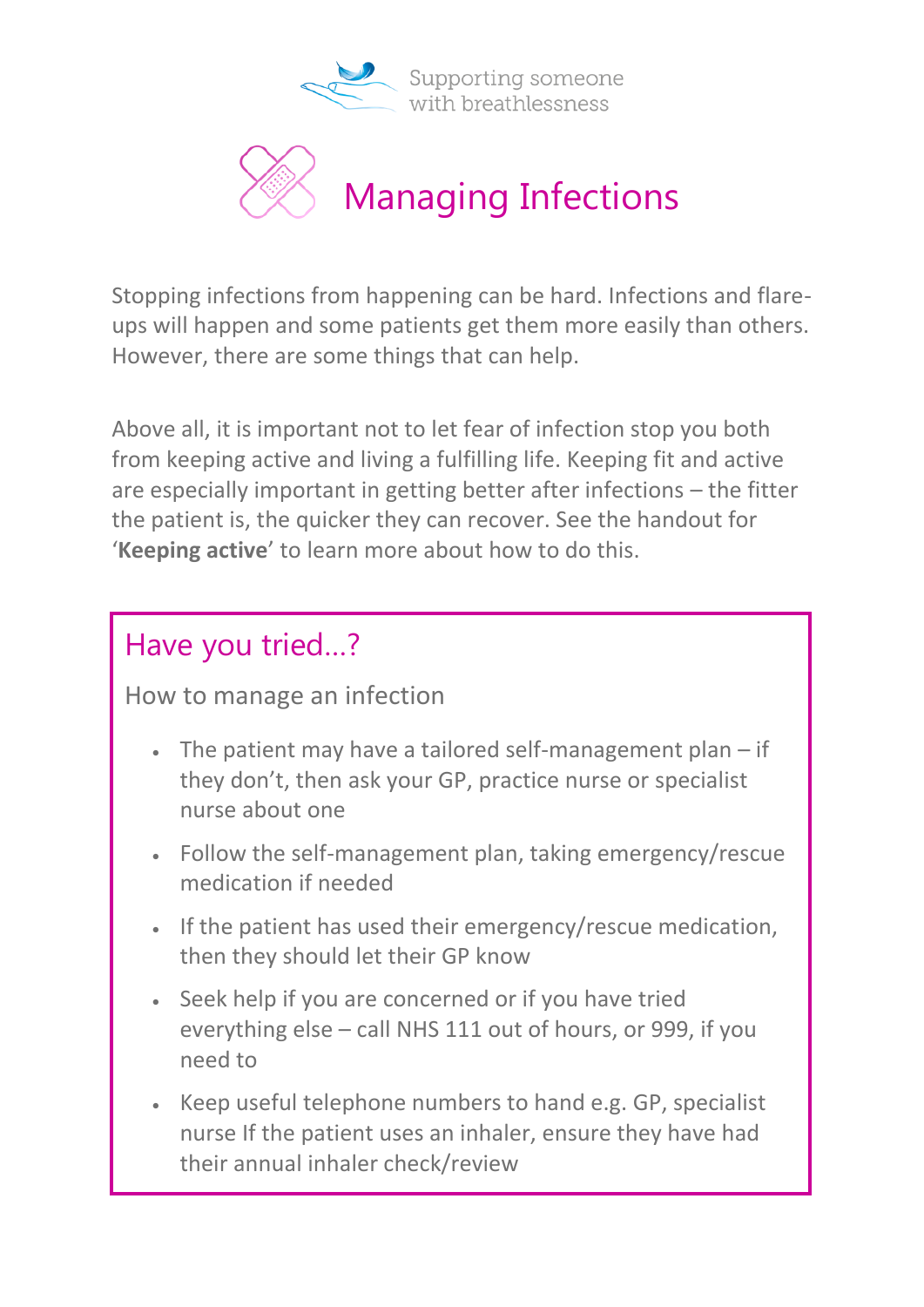Supporting someone with breathlessness

# Managing Infections

Stopping infections from happening can be hard. Infections and flare-ups will happen and some patients get them more easily than others. However, there are some things that can help.

Above all, it is important not to let fear of infection stop you both from keeping active and living a fulfilling life. Keeping fit and active are especially important in getting better after infections – the fitter the patient is, the quicker they can recover. See the handout for '**Keeping active**' to learn more about how to do this.

## Have you tried...?

How to manage an infection

- The patient may have a tailored self-management plan – if they don't, then ask your GP, practice nurse or specialist nurse about one
- Follow the self-management plan, taking emergency/rescue medication if needed
- If the patient has used their emergency/rescue medication, then they should let their GP know
- Seek help if you are concerned or if you have tried everything else – call NHS 111 out of hours, or 999, if you need to
- Keep useful telephone numbers to hand e.g. GP, specialist nurse If the patient uses an inhaler, ensure they have had their annual inhaler check/review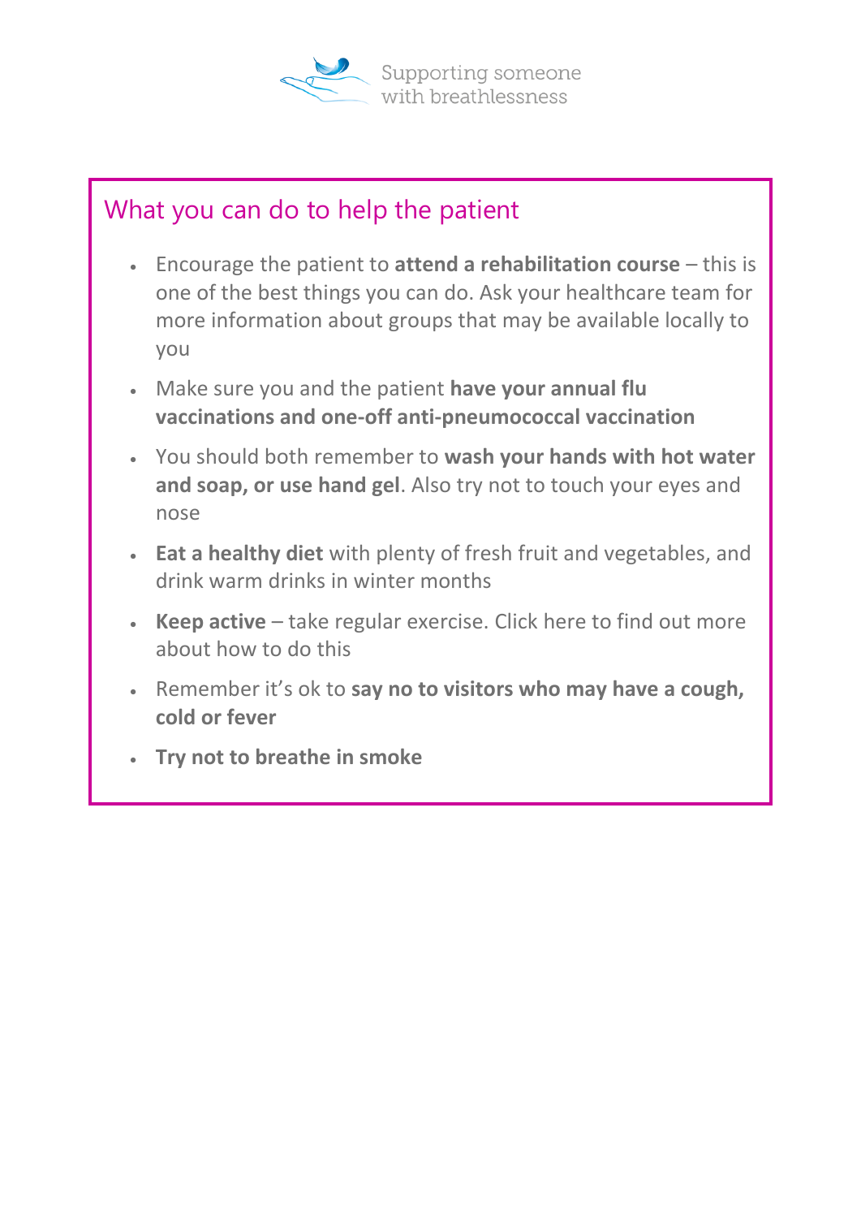## What you can do to help the patient

- Encourage the patient to **attend a rehabilitation course** – this is one of the best things you can do. Ask your healthcare team for more information about groups that may be available locally to you
- Make sure you and the patient **have your annual flu vaccinations and one-off anti-pneumococcal vaccination**
- You should both remember to **wash your hands with hot water and soap, or use hand gel**. Also try not to touch your eyes and nose
- **Eat a healthy diet** with plenty of fresh fruit and vegetables, and drink warm drinks in winter months
- **Keep active** – take regular exercise. Click here to find out more about how to do this
- Remember it's ok to **say no to visitors who may have a cough, cold or fever**
- **Try not to breathe in smoke**